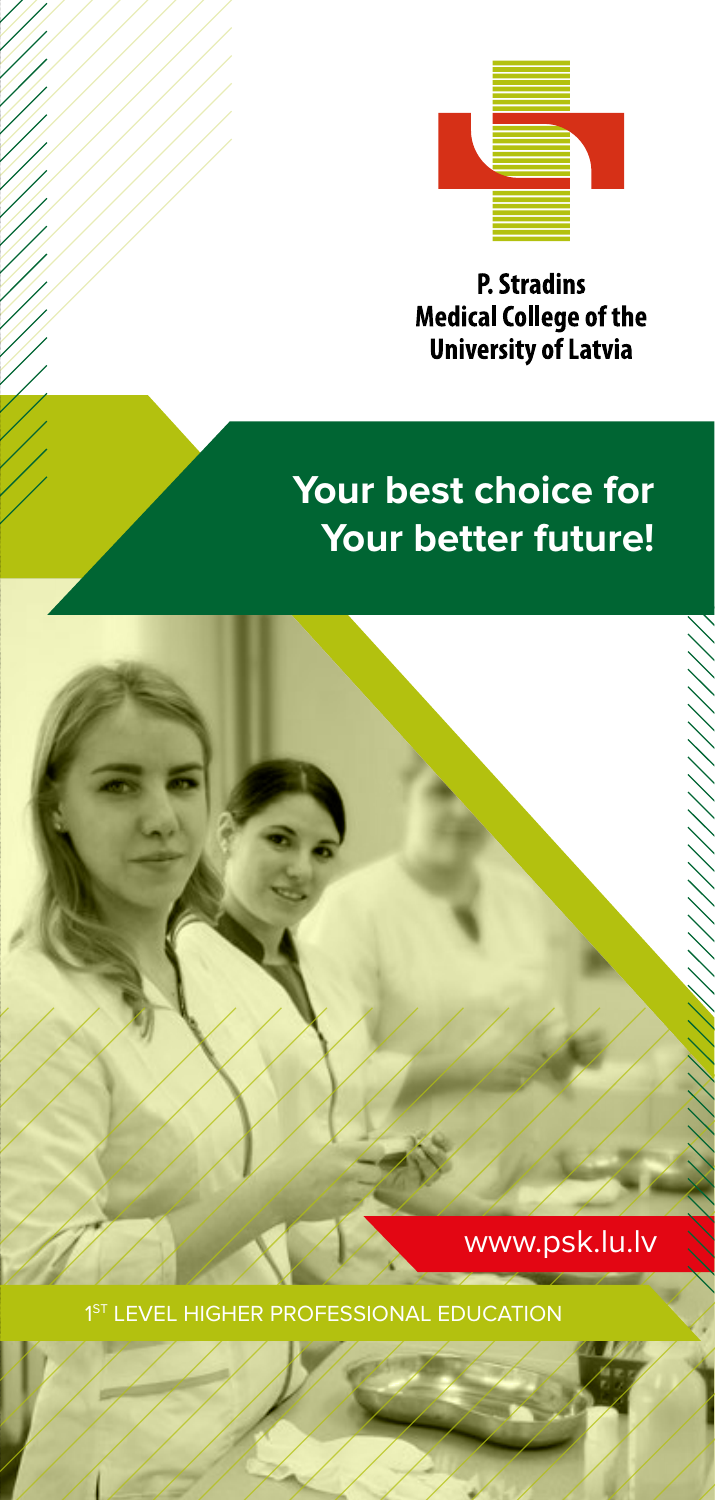**P. Stradins Medical College of the University of Latvia**

# Your best choice for Your better future!

www.psk.lu.lv

1ST LEVEL HIGHER PROFESSIONAL EDUCATION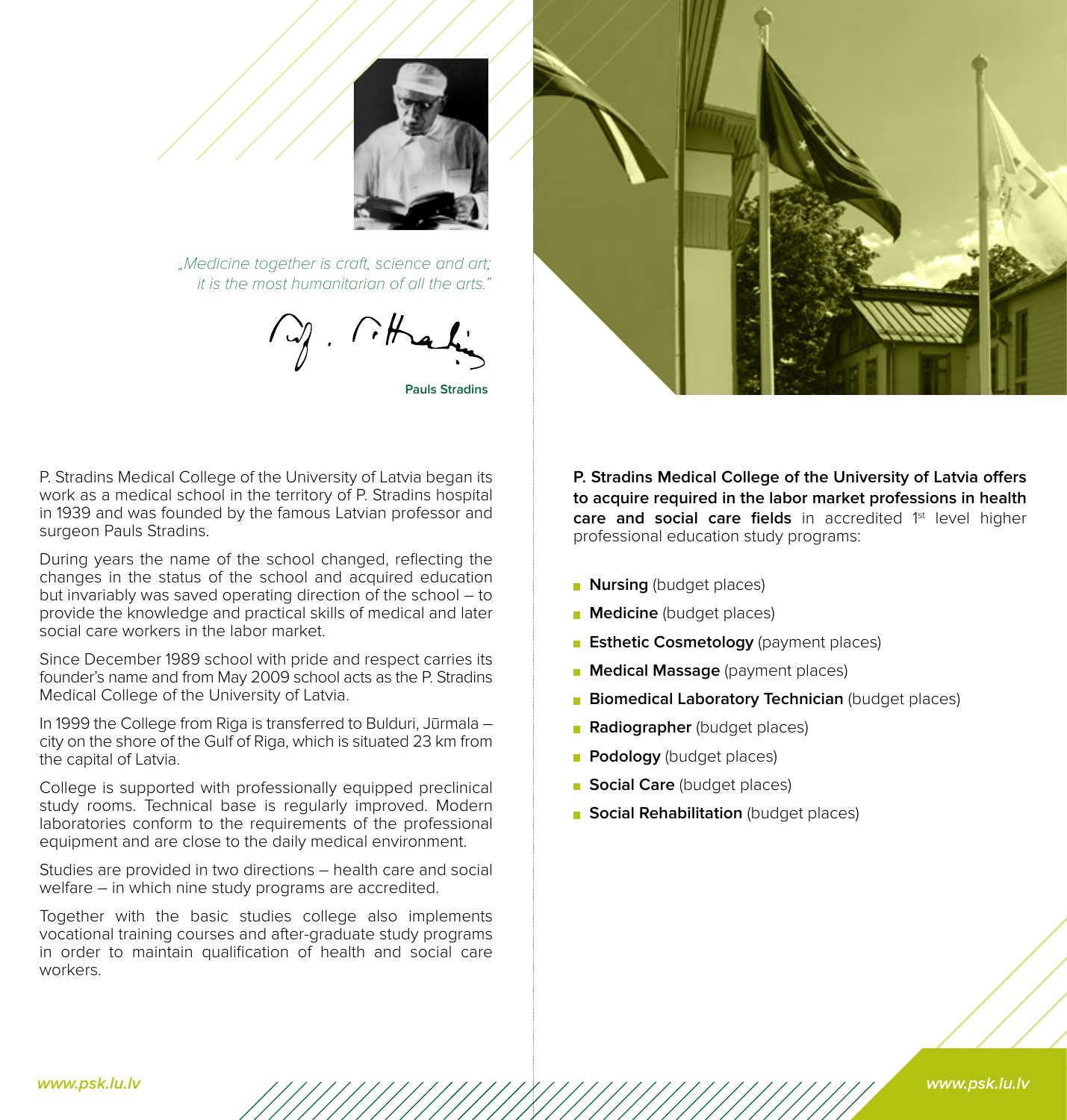*„Medicine together is craft, science and art;*
*it is the most humanitarian of all the arts."*

**Pauls Stradins**

P. Stradins Medical College of the University of Latvia began its work as a medical school in the territory of P. Stradins hospital in 1939 and was founded by the famous Latvian professor and surgeon Pauls Stradins.

During years the name of the school changed, reflecting the changes in the status of the school and acquired education but invariably was saved operating direction of the school – to provide the knowledge and practical skills of medical and later social care workers in the labor market.

Since December 1989 school with pride and respect carries its founder's name and from May 2009 school acts as the P. Stradins Medical College of the University of Latvia.

In 1999 the College from Riga is transferred to Bulduri, Jūrmala – city on the shore of the Gulf of Riga, which is situated 23 km from the capital of Latvia.

College is supported with professionally equipped preclinical study rooms. Technical base is regularly improved. Modern laboratories conform to the requirements of the professional equipment and are close to the daily medical environment.

Studies are provided in two directions – health care and social welfare – in which nine study programs are accredited.

Together with the basic studies college also implements vocational training courses and after-graduate study programs in order to maintain qualification of health and social care workers.

**P. Stradins Medical College of the University of Latvia offers to acquire required in the labor market professions in health care and social care fields** in accredited 1st level higher professional education study programs:

- **Nursing** (budget places)
- **Medicine** (budget places)
- **Esthetic Cosmetology** (payment places)
- **Medical Massage** (payment places)
- **Biomedical Laboratory Technician** (budget places)
- **Radiographer** (budget places)
- **Podology** (budget places)
- **Social Care** (budget places)
- **Social Rehabilitation** (budget places)

www.psk.lu.lv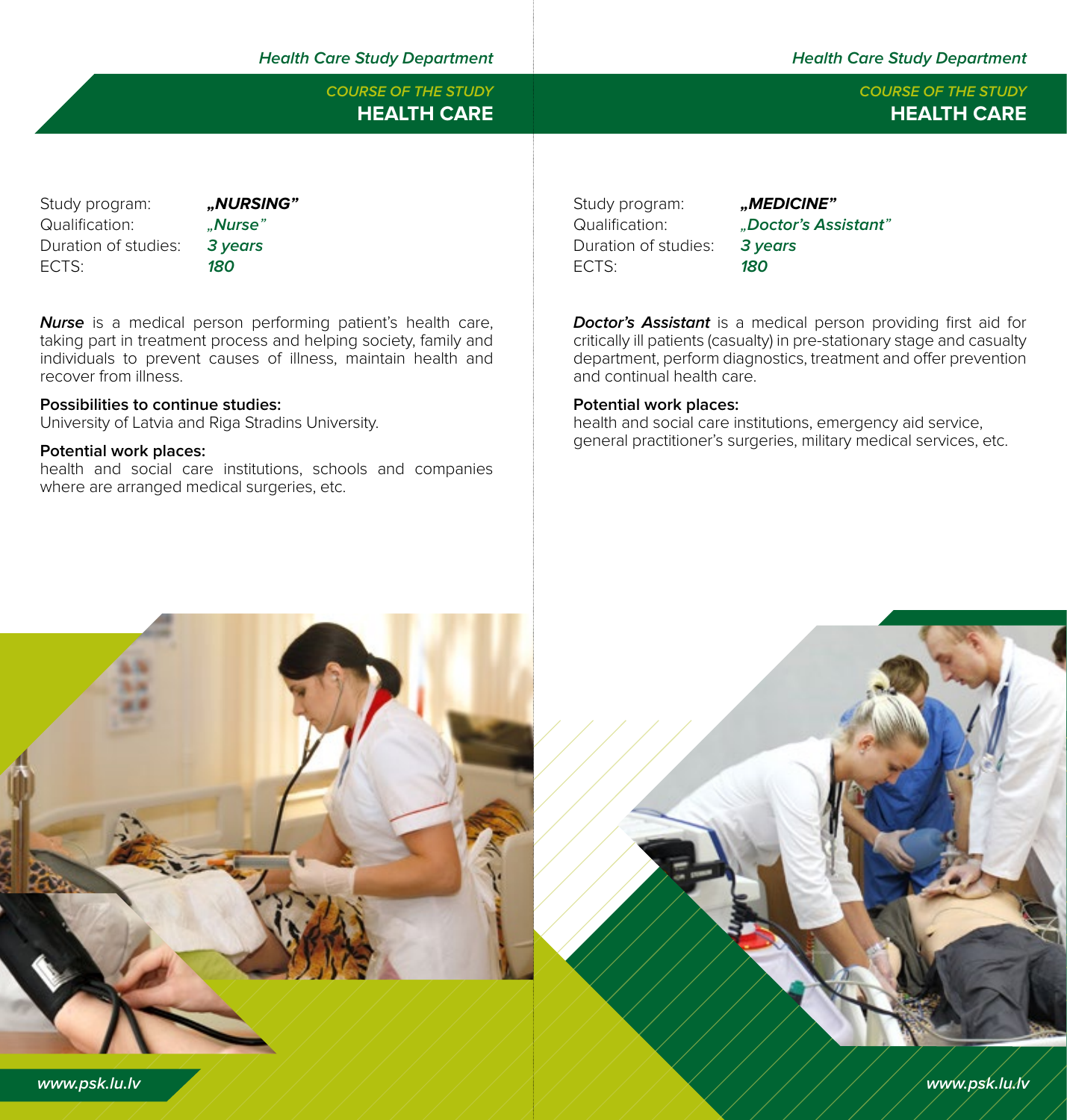*Health Care Study Department*

## COURSE OF THE STUDY
## HEALTH CARE

| | |
|---|---|
| Study program: | ***„NURSING"*** |
| Qualification: | *„Nurse"* |
| Duration of studies: | *3 years* |
| ECTS: | *180* |

***Nurse*** is a medical person performing patient's health care, taking part in treatment process and helping society, family and individuals to prevent causes of illness, maintain health and recover from illness.

**Possibilities to continue studies:**
University of Latvia and Riga Stradins University.

**Potential work places:**
health and social care institutions, schools and companies where are arranged medical surgeries, etc.

*www.psk.lu.lv*

*Health Care Study Department*

## COURSE OF THE STUDY
## HEALTH CARE

| | |
|---|---|
| Study program: | ***„MEDICINE"*** |
| Qualification: | *„Doctor's Assistant"* |
| Duration of studies: | *3 years* |
| ECTS: | *180* |

***Doctor's Assistant*** is a medical person providing first aid for critically ill patients (casualty) in pre-stationary stage and casualty department, perform diagnostics, treatment and offer prevention and continual health care.

**Potential work places:**
health and social care institutions, emergency aid service, general practitioner's surgeries, military medical services, etc.

*www.psk.lu.lv*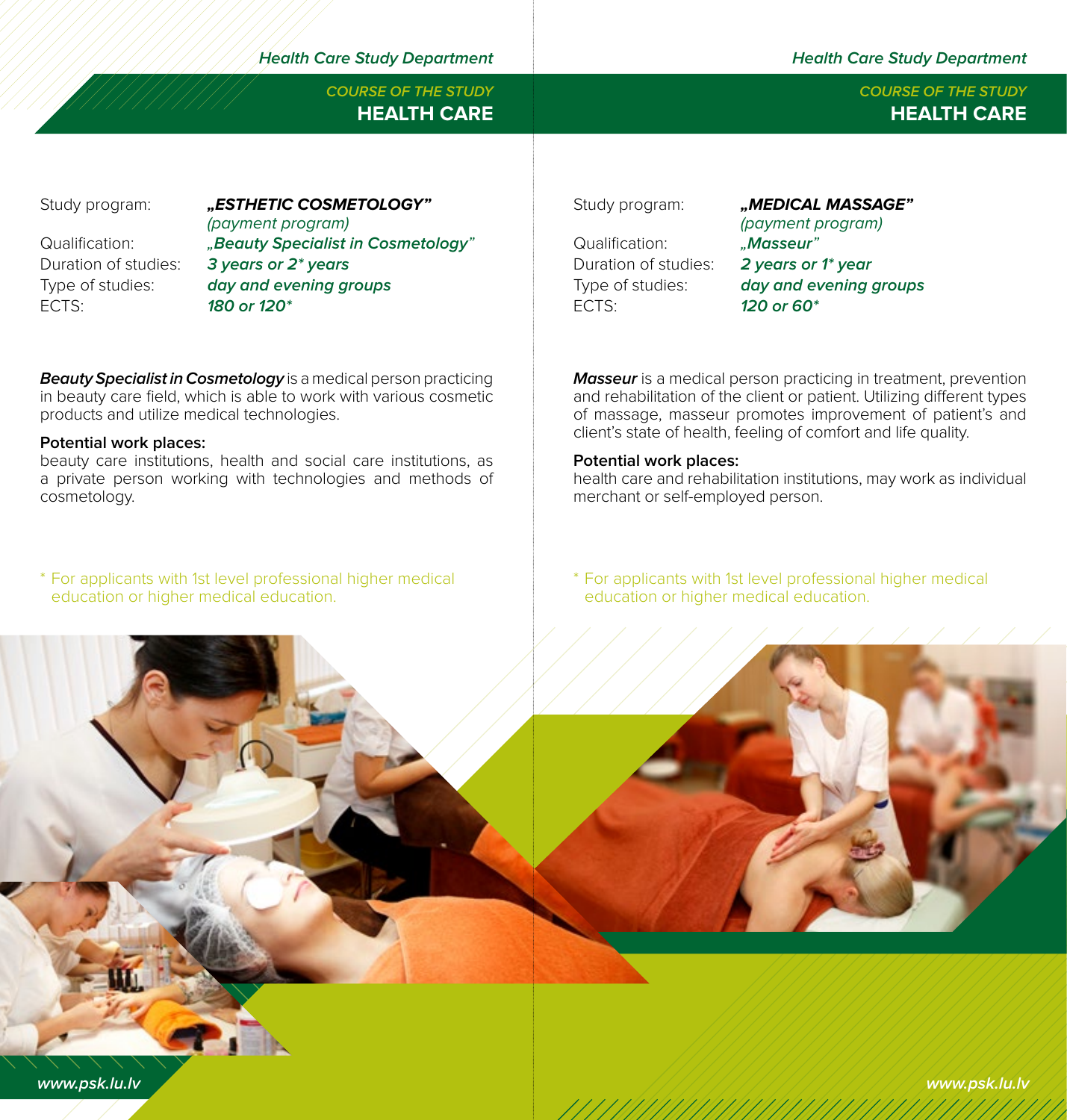## COURSE OF THE STUDY
# HEALTH CARE

| | |
|---|---|
| Study program: | ***„ESTHETIC COSMETOLOGY"*** *(payment program)* |
| Qualification: | *„Beauty Specialist in Cosmetology"* |
| Duration of studies: | *3 years or 2* years* |
| Type of studies: | *day and evening groups* |
| ECTS: | *180 or 120** |

***Beauty Specialist in Cosmetology*** is a medical person practicing in beauty care field, which is able to work with various cosmetic products and utilize medical technologies.

**Potential work places:**
beauty care institutions, health and social care institutions, as a private person working with technologies and methods of cosmetology.

\* For applicants with 1st level professional higher medical education or higher medical education.

## COURSE OF THE STUDY
# HEALTH CARE

| | |
|---|---|
| Study program: | ***„MEDICAL MASSAGE"*** *(payment program)* |
| Qualification: | *„Masseur"* |
| Duration of studies: | *2 years or 1* year* |
| Type of studies: | *day and evening groups* |
| ECTS: | *120 or 60** |

***Masseur*** is a medical person practicing in treatment, prevention and rehabilitation of the client or patient. Utilizing different types of massage, masseur promotes improvement of patient's and client's state of health, feeling of comfort and life quality.

**Potential work places:**
health care and rehabilitation institutions, may work as individual merchant or self-employed person.

\* For applicants with 1st level professional higher medical education or higher medical education.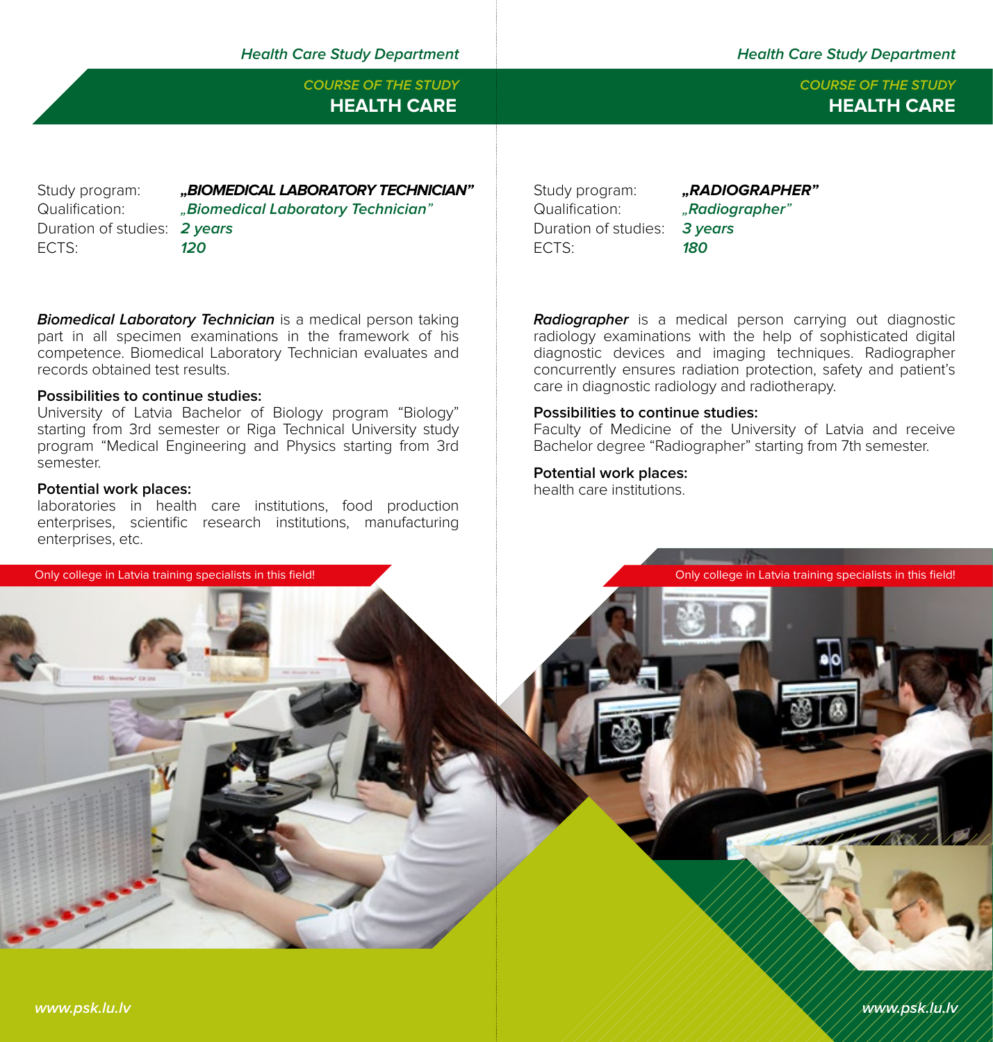*Health Care Study Department*

COURSE OF THE STUDY
## HEALTH CARE

| | |
|---|---|
| Study program: | ***„BIOMEDICAL LABORATORY TECHNICIAN"*** |
| Qualification: | *„Biomedical Laboratory Technician"* |
| Duration of studies: | *2 years* |
| ECTS: | *120* |

***Biomedical Laboratory Technician*** is a medical person taking part in all specimen examinations in the framework of his competence. Biomedical Laboratory Technician evaluates and records obtained test results.

**Possibilities to continue studies:**
University of Latvia Bachelor of Biology program "Biology" starting from 3rd semester or Riga Technical University study program "Medical Engineering and Physics starting from 3rd semester.

**Potential work places:**
laboratories in health care institutions, food production enterprises, scientific research institutions, manufacturing enterprises, etc.

Only college in Latvia training specialists in this field!

*Health Care Study Department*

COURSE OF THE STUDY
## HEALTH CARE

| | |
|---|---|
| Study program: | ***„RADIOGRAPHER"*** |
| Qualification: | *„Radiographer"* |
| Duration of studies: | *3 years* |
| ECTS: | *180* |

***Radiographer*** is a medical person carrying out diagnostic radiology examinations with the help of sophisticated digital diagnostic devices and imaging techniques. Radiographer concurrently ensures radiation protection, safety and patient's care in diagnostic radiology and radiotherapy.

**Possibilities to continue studies:**
Faculty of Medicine of the University of Latvia and receive Bachelor degree "Radiographer" starting from 7th semester.

**Potential work places:**
health care institutions.

Only college in Latvia training specialists in this field!

*www.psk.lu.lv*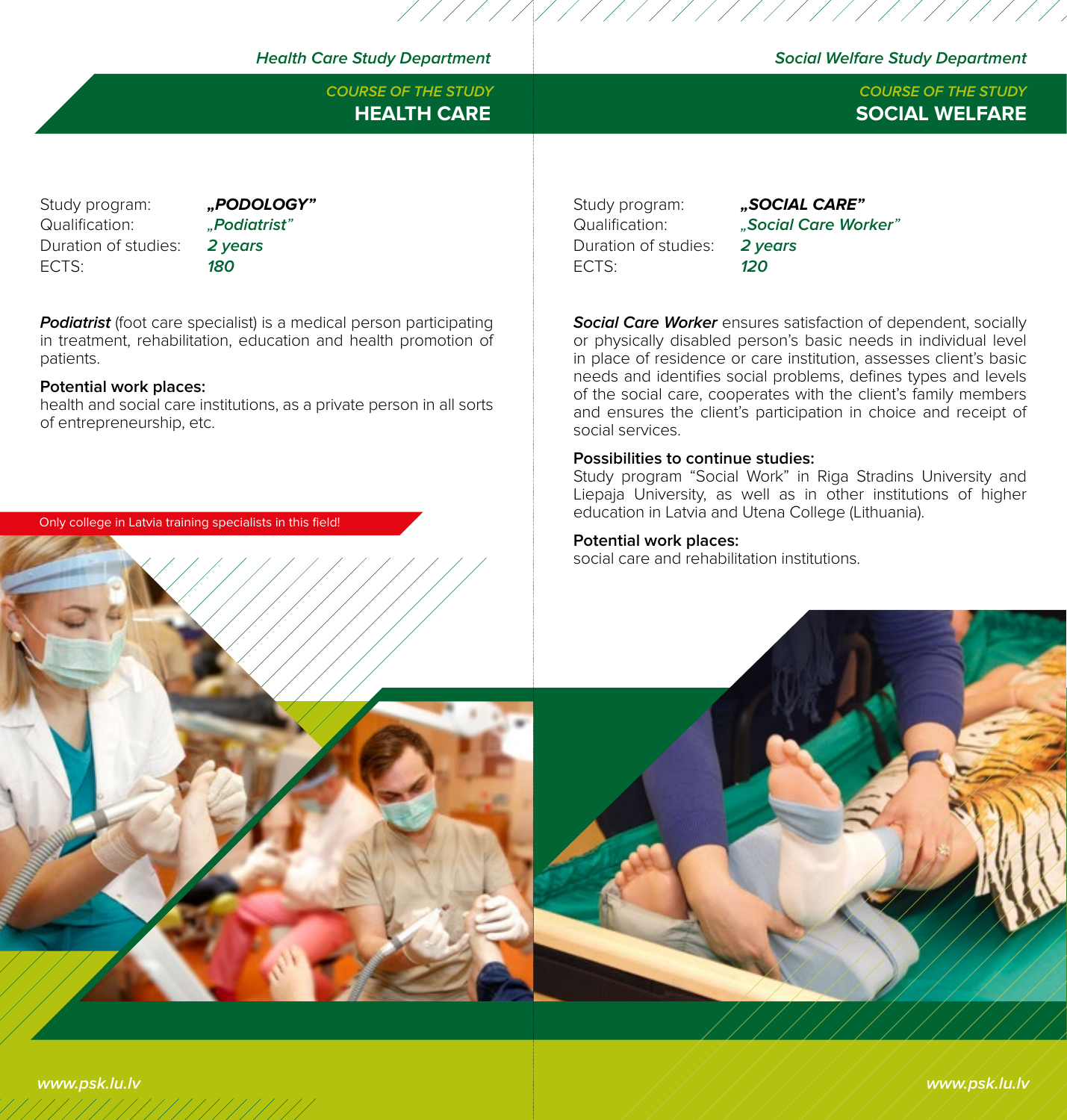*Health Care Study Department*

COURSE OF THE STUDY
## HEALTH CARE

| | |
|---|---|
| Study program: | ***„PODOLOGY"*** |
| Qualification: | *„Podiatrist"* |
| Duration of studies: | *2 years* |
| ECTS: | *180* |

***Podiatrist*** (foot care specialist) is a medical person participating in treatment, rehabilitation, education and health promotion of patients.

**Potential work places:**
health and social care institutions, as a private person in all sorts of entrepreneurship, etc.

Only college in Latvia training specialists in this field!

*Social Welfare Study Department*

COURSE OF THE STUDY
## SOCIAL WELFARE

| | |
|---|---|
| Study program: | ***„SOCIAL CARE"*** |
| Qualification: | *„Social Care Worker"* |
| Duration of studies: | *2 years* |
| ECTS: | *120* |

***Social Care Worker*** ensures satisfaction of dependent, socially or physically disabled person's basic needs in individual level in place of residence or care institution, assesses client's basic needs and identifies social problems, defines types and levels of the social care, cooperates with the client's family members and ensures the client's participation in choice and receipt of social services.

**Possibilities to continue studies:**
Study program "Social Work" in Riga Stradins University and Liepaja University, as well as in other institutions of higher education in Latvia and Utena College (Lithuania).

**Potential work places:**
social care and rehabilitation institutions.

*www.psk.lu.lv*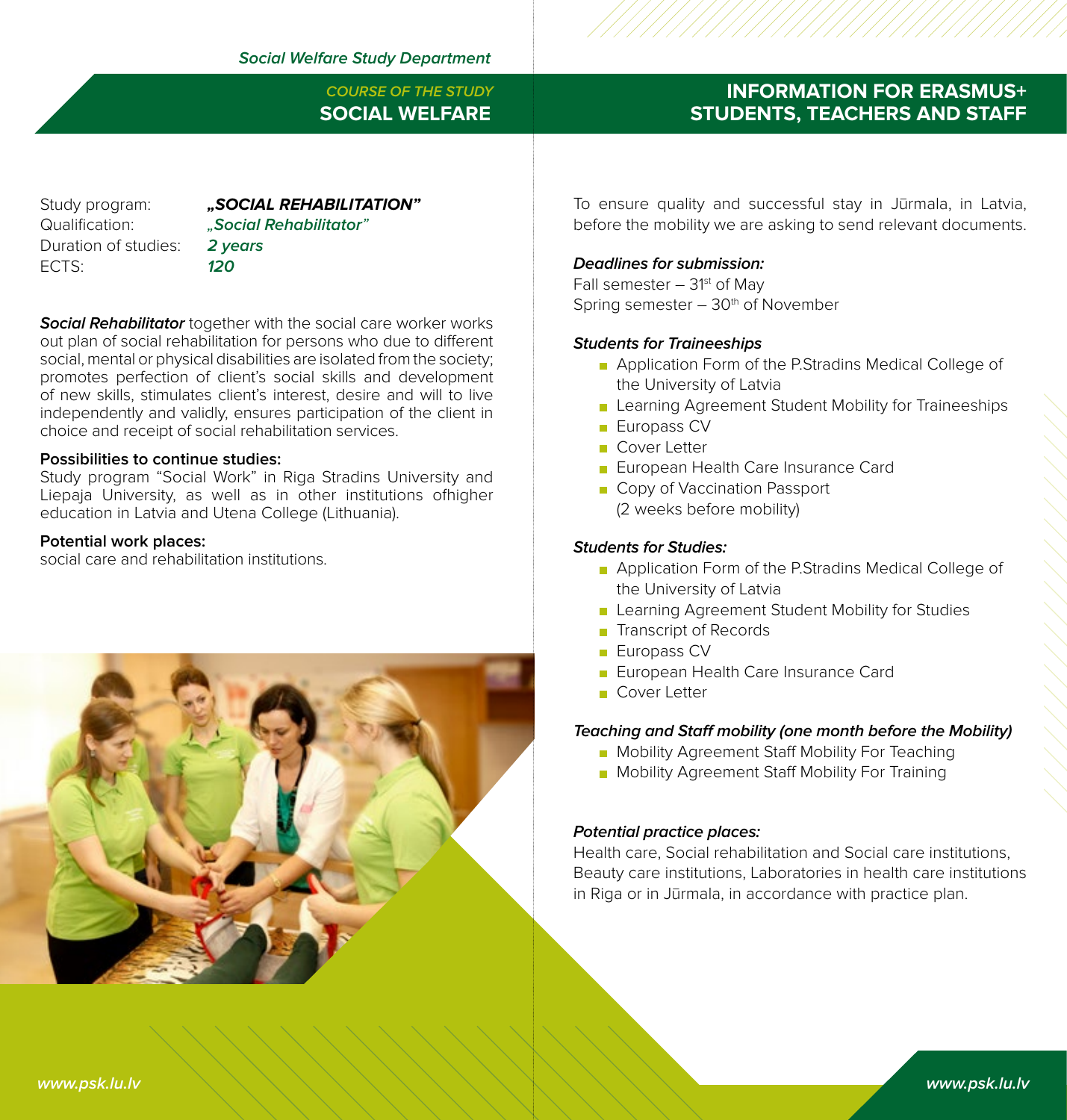*Social Welfare Study Department*

## *COURSE OF THE STUDY* SOCIAL WELFARE

Study program: ***„SOCIAL REHABILITATION"***
Qualification: *„Social Rehabilitator"*
Duration of studies: *2 years*
ECTS: *120*

***Social Rehabilitator*** together with the social care worker works out plan of social rehabilitation for persons who due to different social, mental or physical disabilities are isolated from the society; promotes perfection of client's social skills and development of new skills, stimulates client's interest, desire and will to live independently and validly, ensures participation of the client in choice and receipt of social rehabilitation services.

**Possibilities to continue studies:**
Study program "Social Work" in Riga Stradins University and Liepaja University, as well as in other institutions ofhigher education in Latvia and Utena College (Lithuania).

**Potential work places:**
social care and rehabilitation institutions.

## INFORMATION FOR ERASMUS+ STUDENTS, TEACHERS AND STAFF

To ensure quality and successful stay in Jūrmala, in Latvia, before the mobility we are asking to send relevant documents.

***Deadlines for submission:***
Fall semester – 31st of May
Spring semester – 30th of November

***Students for Traineeships***

- Application Form of the P.Stradins Medical College of the University of Latvia
- Learning Agreement Student Mobility for Traineeships
- Europass CV
- Cover Letter
- European Health Care Insurance Card
- Copy of Vaccination Passport (2 weeks before mobility)

***Students for Studies:***

- Application Form of the P.Stradins Medical College of the University of Latvia
- Learning Agreement Student Mobility for Studies
- Transcript of Records
- Europass CV
- European Health Care Insurance Card
- Cover Letter

***Teaching and Staff mobility (one month before the Mobility)***

- Mobility Agreement Staff Mobility For Teaching
- Mobility Agreement Staff Mobility For Training

***Potential practice places:***
Health care, Social rehabilitation and Social care institutions, Beauty care institutions, Laboratories in health care institutions in Riga or in Jūrmala, in accordance with practice plan.

*www.psk.lu.lv*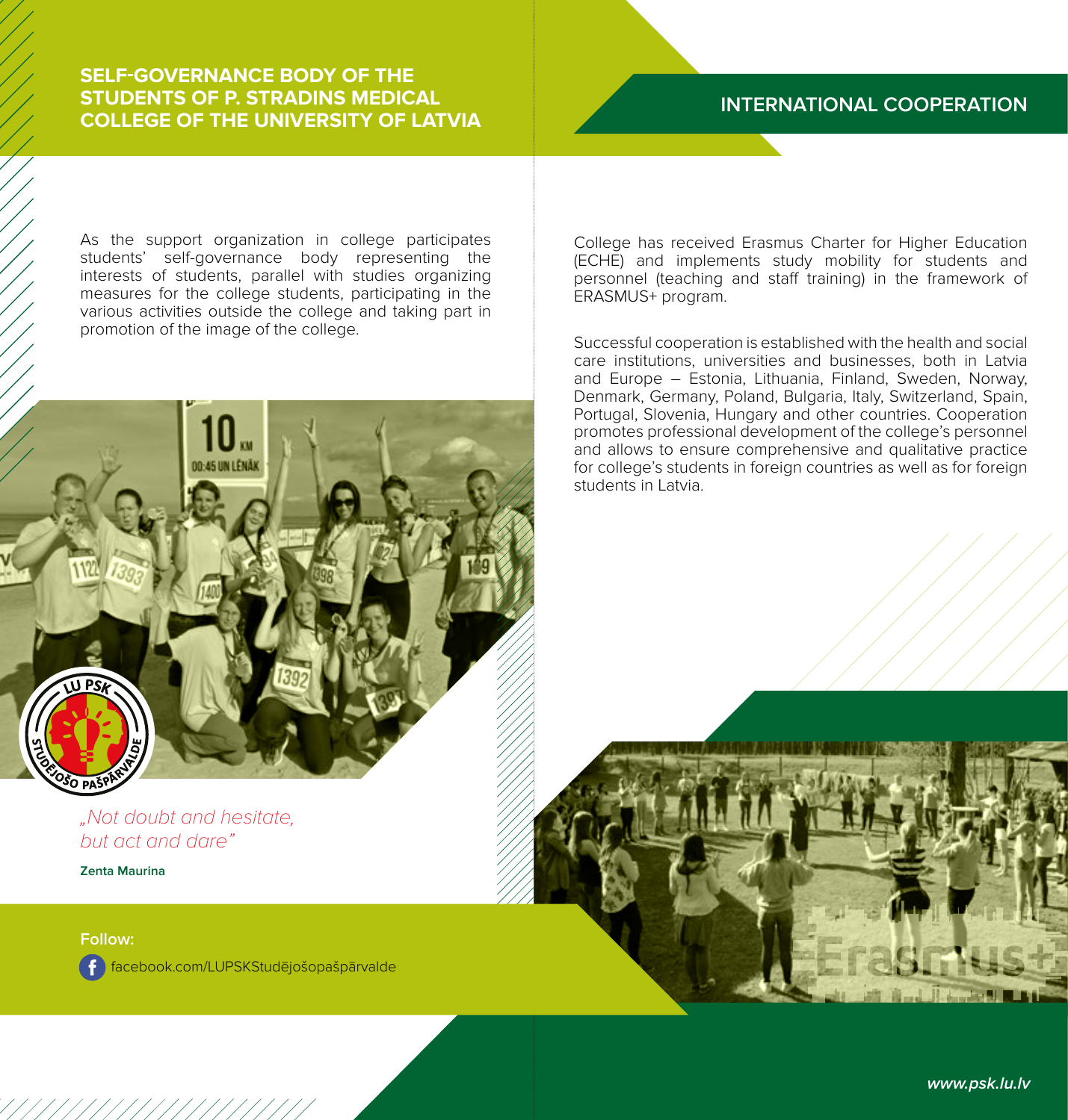## SELF-GOVERNANCE BODY OF THE STUDENTS OF P. STRADINS MEDICAL COLLEGE OF THE UNIVERSITY OF LATVIA

As the support organization in college participates students' self-governance body representing the interests of students, parallel with studies organizing measures for the college students, participating in the various activities outside the college and taking part in promotion of the image of the college.

*„Not doubt and hesitate, but act and dare"*

**Zenta Maurina**

**Follow:**

facebook.com/LUPSKStudējošopašpārvalde

## INTERNATIONAL COOPERATION

College has received Erasmus Charter for Higher Education (ECHE) and implements study mobility for students and personnel (teaching and staff training) in the framework of ERASMUS+ program.

Successful cooperation is established with the health and social care institutions, universities and businesses, both in Latvia and Europe – Estonia, Lithuania, Finland, Sweden, Norway, Denmark, Germany, Poland, Bulgaria, Italy, Switzerland, Spain, Portugal, Slovenia, Hungary and other countries. Cooperation promotes professional development of the college's personnel and allows to ensure comprehensive and qualitative practice for college's students in foreign countries as well as for foreign students in Latvia.

*www.psk.lu.lv*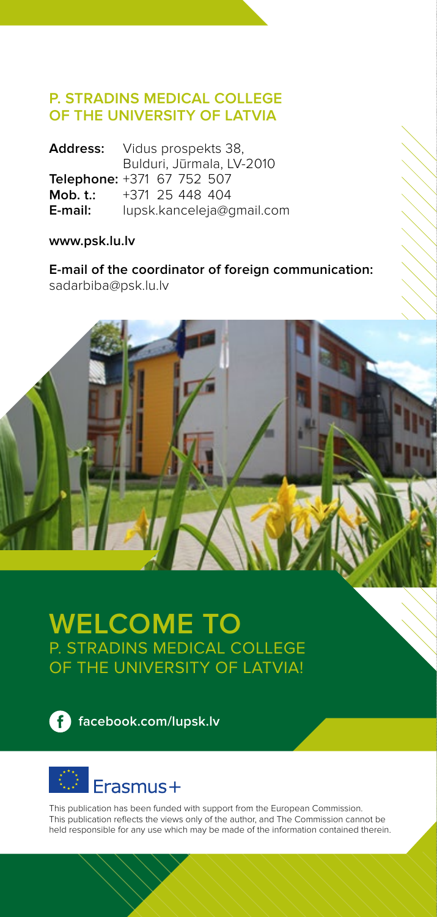## P. STRADINS MEDICAL COLLEGE OF THE UNIVERSITY OF LATVIA

**Address:** Vidus prospekts 38,
Bulduri, Jūrmala, LV-2010
**Telephone:** +371 67 752 507
**Mob. t.:** +371 25 448 404
**E-mail:** lupsk.kanceleja@gmail.com

**www.psk.lu.lv**

**E-mail of the coordinator of foreign communication:**
sadarbiba@psk.lu.lv

# WELCOME TO P. STRADINS MEDICAL COLLEGE OF THE UNIVERSITY OF LATVIA!

**facebook.com/lupsk.lv**

Erasmus+

This publication has been funded with support from the European Commission.
This publication reflects the views only of the author, and The Commission cannot be held responsible for any use which may be made of the information contained therein.